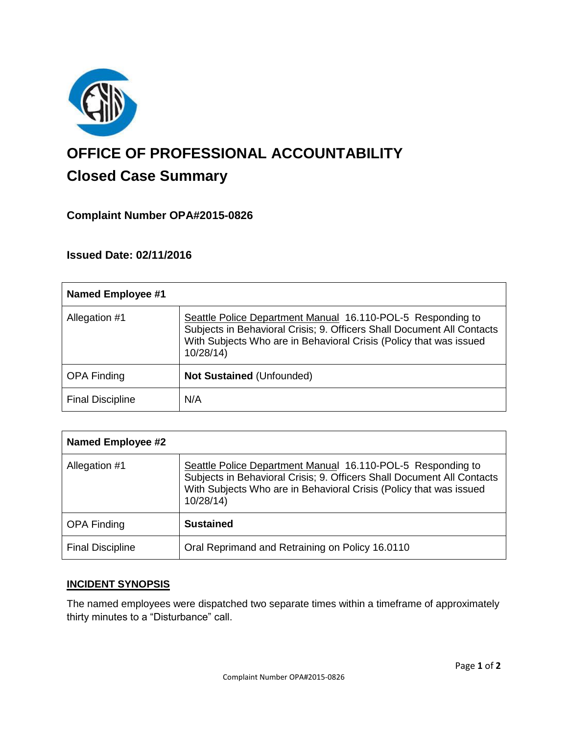# OFFICE OF PROFESSIONAL ACCOUNTABILITY

## Closed Case Summary

### Complaint Number OPA#2015-0826

### Issued Date: 02/11/2016

| Named Employee #1 | |
|---|---|
| Allegation #1 | Seattle Police Department Manual 16.110-POL-5 Responding to Subjects in Behavioral Crisis; 9. Officers Shall Document All Contacts With Subjects Who are in Behavioral Crisis (Policy that was issued 10/28/14) |
| OPA Finding | **Not Sustained** (Unfounded) |
| Final Discipline | N/A |

| Named Employee #2 | |
|---|---|
| Allegation #1 | Seattle Police Department Manual 16.110-POL-5 Responding to Subjects in Behavioral Crisis; 9. Officers Shall Document All Contacts With Subjects Who are in Behavioral Crisis (Policy that was issued 10/28/14) |
| OPA Finding | **Sustained** |
| Final Discipline | Oral Reprimand and Retraining on Policy 16.0110 |

**INCIDENT SYNOPSIS**

The named employees were dispatched two separate times within a timeframe of approximately thirty minutes to a "Disturbance" call.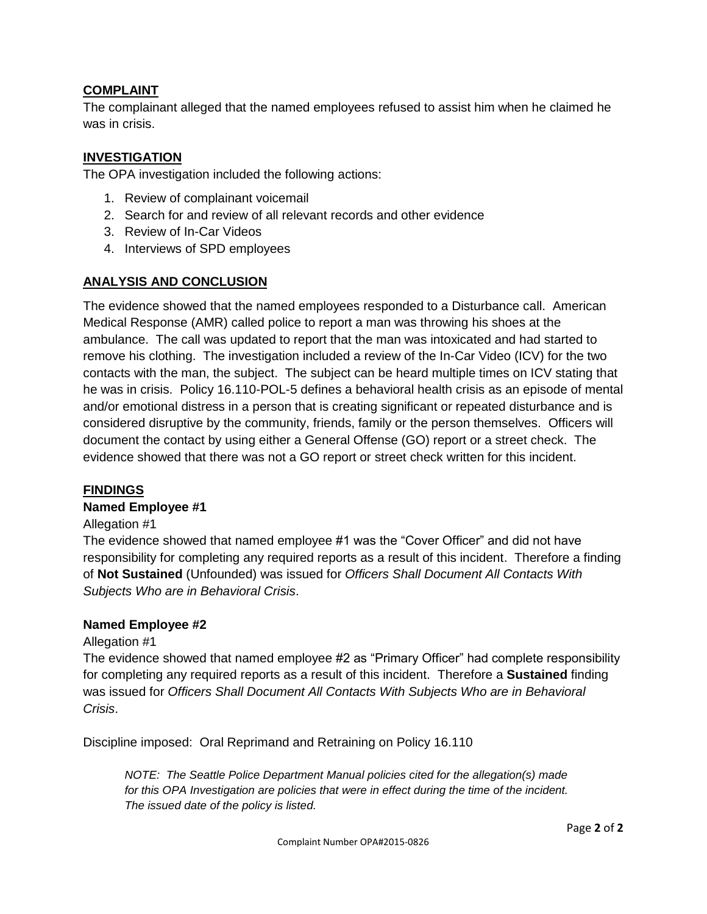## COMPLAINT

The complainant alleged that the named employees refused to assist him when he claimed he was in crisis.

## INVESTIGATION

The OPA investigation included the following actions:

1. Review of complainant voicemail
2. Search for and review of all relevant records and other evidence
3. Review of In-Car Videos
4. Interviews of SPD employees

## ANALYSIS AND CONCLUSION

The evidence showed that the named employees responded to a Disturbance call. American Medical Response (AMR) called police to report a man was throwing his shoes at the ambulance. The call was updated to report that the man was intoxicated and had started to remove his clothing. The investigation included a review of the In-Car Video (ICV) for the two contacts with the man, the subject. The subject can be heard multiple times on ICV stating that he was in crisis. Policy 16.110-POL-5 defines a behavioral health crisis as an episode of mental and/or emotional distress in a person that is creating significant or repeated disturbance and is considered disruptive by the community, friends, family or the person themselves. Officers will document the contact by using either a General Offense (GO) report or a street check. The evidence showed that there was not a GO report or street check written for this incident.

## FINDINGS

### Named Employee #1

Allegation #1

The evidence showed that named employee #1 was the "Cover Officer" and did not have responsibility for completing any required reports as a result of this incident. Therefore a finding of **Not Sustained** (Unfounded) was issued for *Officers Shall Document All Contacts With Subjects Who are in Behavioral Crisis*.

### Named Employee #2

Allegation #1

The evidence showed that named employee #2 as "Primary Officer" had complete responsibility for completing any required reports as a result of this incident. Therefore a **Sustained** finding was issued for *Officers Shall Document All Contacts With Subjects Who are in Behavioral Crisis*.

Discipline imposed: Oral Reprimand and Retraining on Policy 16.110

*NOTE: The Seattle Police Department Manual policies cited for the allegation(s) made for this OPA Investigation are policies that were in effect during the time of the incident. The issued date of the policy is listed.*

Complaint Number OPA#2015-0826